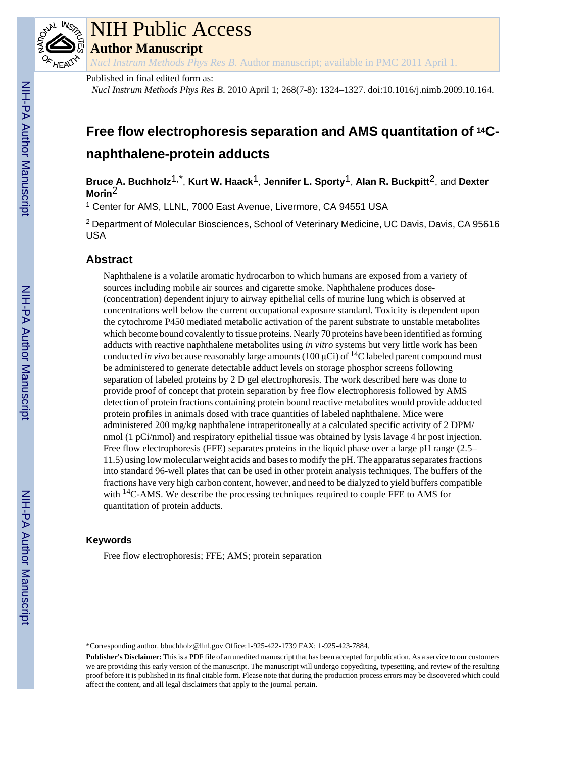# NIH Public Access

## Author Manuscript

*Nucl Instrum Methods Phys Res B.* Author manuscript; available in PMC 2011 April 1.

Published in final edited form as:

*Nucl Instrum Methods Phys Res B.* 2010 April 1; 268(7-8): 1324–1327. doi:10.1016/j.nimb.2009.10.164.

# Free flow electrophoresis separation and AMS quantitation of $^{14}$C-naphthalene-protein adducts

**Bruce A. Buchholz**[1,*], **Kurt W. Haack**[1], **Jennifer L. Sporty**[1], **Alan R. Buckpitt**[2], and **Dexter Morin**[2]

[1] Center for AMS, LLNL, 7000 East Avenue, Livermore, CA 94551 USA

[2] Department of Molecular Biosciences, School of Veterinary Medicine, UC Davis, Davis, CA 95616 USA

## Abstract

Naphthalene is a volatile aromatic hydrocarbon to which humans are exposed from a variety of sources including mobile air sources and cigarette smoke. Naphthalene produces dose-(concentration) dependent injury to airway epithelial cells of murine lung which is observed at concentrations well below the current occupational exposure standard. Toxicity is dependent upon the cytochrome P450 mediated metabolic activation of the parent substrate to unstable metabolites which become bound covalently to tissue proteins. Nearly 70 proteins have been identified as forming adducts with reactive naphthalene metabolites using *in vitro* systems but very little work has been conducted *in vivo* because reasonably large amounts (100 μCi) of $^{14}$C labeled parent compound must be administered to generate detectable adduct levels on storage phosphor screens following separation of labeled proteins by 2 D gel electrophoresis. The work described here was done to provide proof of concept that protein separation by free flow electrophoresis followed by AMS detection of protein fractions containing protein bound reactive metabolites would provide adducted protein profiles in animals dosed with trace quantities of labeled naphthalene. Mice were administered 200 mg/kg naphthalene intraperitoneally at a calculated specific activity of 2 DPM/nmol (1 pCi/nmol) and respiratory epithelial tissue was obtained by lysis lavage 4 hr post injection. Free flow electrophoresis (FFE) separates proteins in the liquid phase over a large pH range (2.5–11.5) using low molecular weight acids and bases to modify the pH. The apparatus separates fractions into standard 96-well plates that can be used in other protein analysis techniques. The buffers of the fractions have very high carbon content, however, and need to be dialyzed to yield buffers compatible with $^{14}$C-AMS. We describe the processing techniques required to couple FFE to AMS for quantitation of protein adducts.

## Keywords

Free flow electrophoresis; FFE; AMS; protein separation

---

*Corresponding author. bbuchholz@llnl.gov Office:1-925-422-1739 FAX: 1-925-423-7884.

**Publisher's Disclaimer:** This is a PDF file of an unedited manuscript that has been accepted for publication. As a service to our customers we are providing this early version of the manuscript. The manuscript will undergo copyediting, typesetting, and review of the resulting proof before it is published in its final citable form. Please note that during the production process errors may be discovered which could affect the content, and all legal disclaimers that apply to the journal pertain.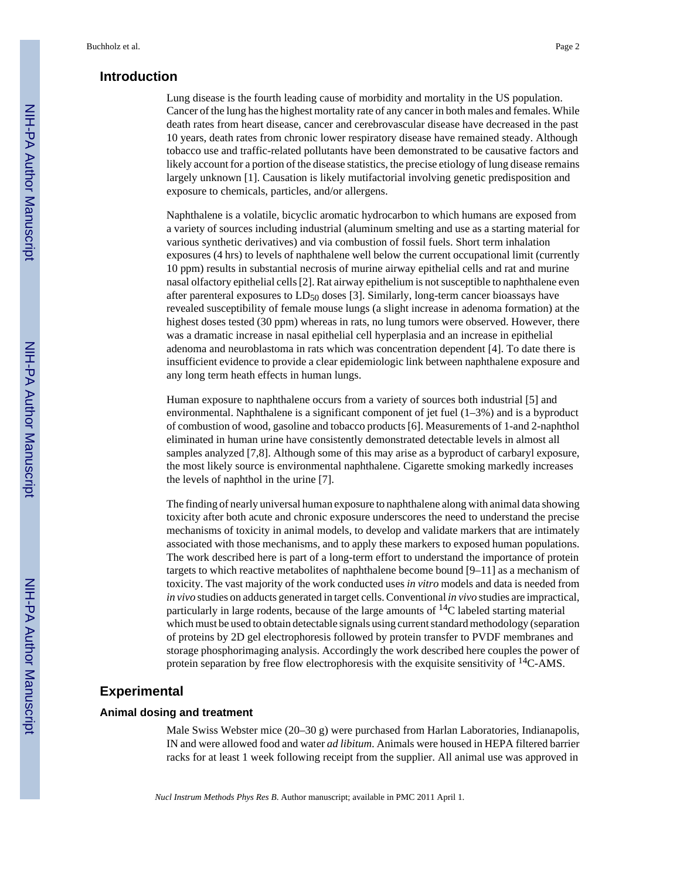## Introduction

Lung disease is the fourth leading cause of morbidity and mortality in the US population. Cancer of the lung has the highest mortality rate of any cancer in both males and females. While death rates from heart disease, cancer and cerebrovascular disease have decreased in the past 10 years, death rates from chronic lower respiratory disease have remained steady. Although tobacco use and traffic-related pollutants have been demonstrated to be causative factors and likely account for a portion of the disease statistics, the precise etiology of lung disease remains largely unknown [1]. Causation is likely mutifactorial involving genetic predisposition and exposure to chemicals, particles, and/or allergens.

Naphthalene is a volatile, bicyclic aromatic hydrocarbon to which humans are exposed from a variety of sources including industrial (aluminum smelting and use as a starting material for various synthetic derivatives) and via combustion of fossil fuels. Short term inhalation exposures (4 hrs) to levels of naphthalene well below the current occupational limit (currently 10 ppm) results in substantial necrosis of murine airway epithelial cells and rat and murine nasal olfactory epithelial cells [2]. Rat airway epithelium is not susceptible to naphthalene even after parenteral exposures to $LD_{50}$ doses [3]. Similarly, long-term cancer bioassays have revealed susceptibility of female mouse lungs (a slight increase in adenoma formation) at the highest doses tested (30 ppm) whereas in rats, no lung tumors were observed. However, there was a dramatic increase in nasal epithelial cell hyperplasia and an increase in epithelial adenoma and neuroblastoma in rats which was concentration dependent [4]. To date there is insufficient evidence to provide a clear epidemiologic link between naphthalene exposure and any long term heath effects in human lungs.

Human exposure to naphthalene occurs from a variety of sources both industrial [5] and environmental. Naphthalene is a significant component of jet fuel (1–3%) and is a byproduct of combustion of wood, gasoline and tobacco products [6]. Measurements of 1-and 2-naphthol eliminated in human urine have consistently demonstrated detectable levels in almost all samples analyzed [7,8]. Although some of this may arise as a byproduct of carbaryl exposure, the most likely source is environmental naphthalene. Cigarette smoking markedly increases the levels of naphthol in the urine [7].

The finding of nearly universal human exposure to naphthalene along with animal data showing toxicity after both acute and chronic exposure underscores the need to understand the precise mechanisms of toxicity in animal models, to develop and validate markers that are intimately associated with those mechanisms, and to apply these markers to exposed human populations. The work described here is part of a long-term effort to understand the importance of protein targets to which reactive metabolites of naphthalene become bound [9–11] as a mechanism of toxicity. The vast majority of the work conducted uses *in vitro* models and data is needed from *in vivo* studies on adducts generated in target cells. Conventional *in vivo* studies are impractical, particularly in large rodents, because of the large amounts of $^{14}C$ labeled starting material which must be used to obtain detectable signals using current standard methodology (separation of proteins by 2D gel electrophoresis followed by protein transfer to PVDF membranes and storage phosphorimaging analysis. Accordingly the work described here couples the power of protein separation by free flow electrophoresis with the exquisite sensitivity of $^{14}C$-AMS.

## Experimental

### Animal dosing and treatment

Male Swiss Webster mice (20–30 g) were purchased from Harlan Laboratories, Indianapolis, IN and were allowed food and water *ad libitum*. Animals were housed in HEPA filtered barrier racks for at least 1 week following receipt from the supplier. All animal use was approved in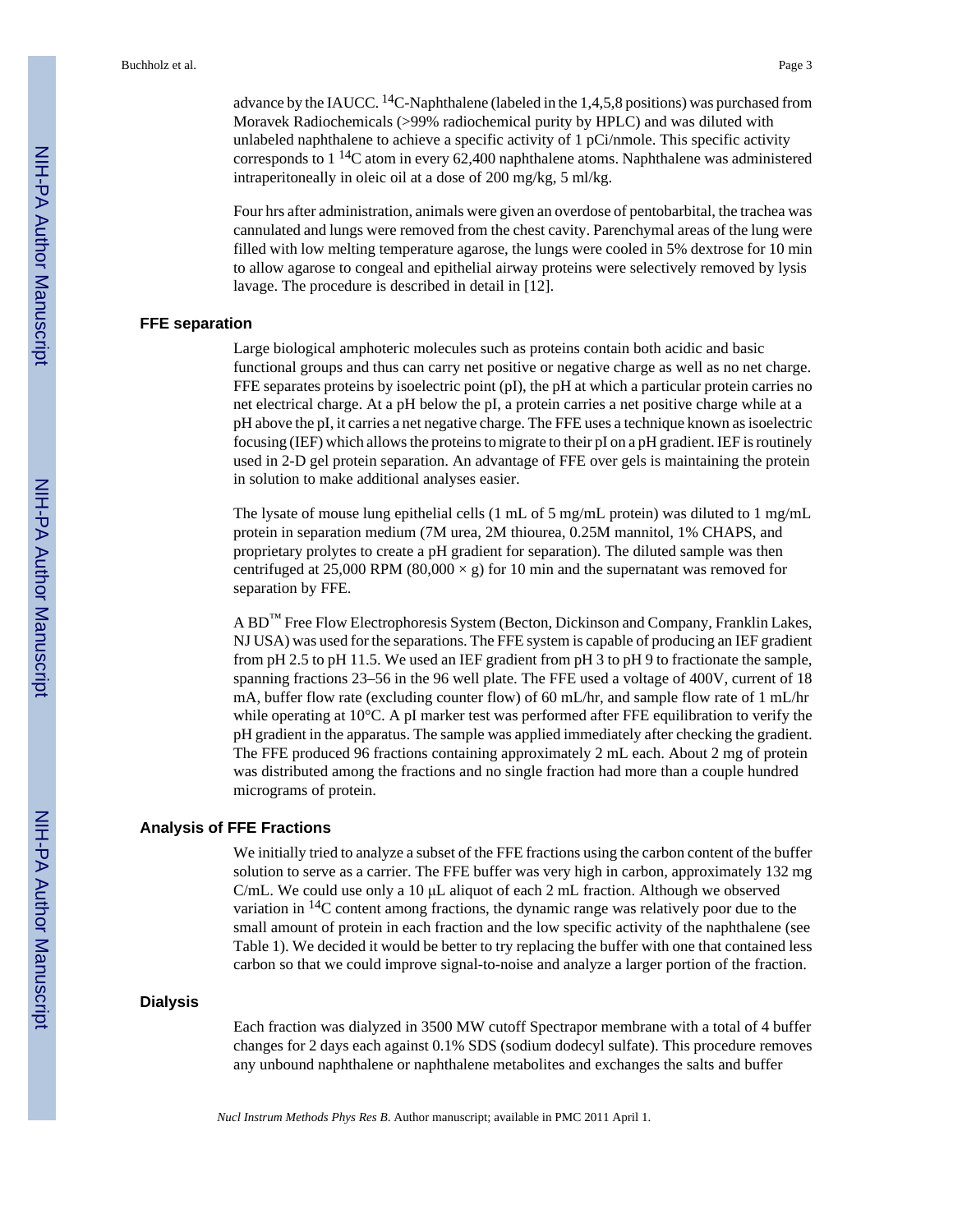advance by the IAUCC. $^{14}C$-Naphthalene (labeled in the 1,4,5,8 positions) was purchased from Moravek Radiochemicals (>99% radiochemical purity by HPLC) and was diluted with unlabeled naphthalene to achieve a specific activity of 1 pCi/nmole. This specific activity corresponds to 1 $^{14}C$ atom in every 62,400 naphthalene atoms. Naphthalene was administered intraperitoneally in oleic oil at a dose of 200 mg/kg, 5 ml/kg.

Four hrs after administration, animals were given an overdose of pentobarbital, the trachea was cannulated and lungs were removed from the chest cavity. Parenchymal areas of the lung were filled with low melting temperature agarose, the lungs were cooled in 5% dextrose for 10 min to allow agarose to congeal and epithelial airway proteins were selectively removed by lysis lavage. The procedure is described in detail in [12].

### FFE separation

Large biological amphoteric molecules such as proteins contain both acidic and basic functional groups and thus can carry net positive or negative charge as well as no net charge. FFE separates proteins by isoelectric point (pI), the pH at which a particular protein carries no net electrical charge. At a pH below the pI, a protein carries a net positive charge while at a pH above the pI, it carries a net negative charge. The FFE uses a technique known as isoelectric focusing (IEF) which allows the proteins to migrate to their pI on a pH gradient. IEF is routinely used in 2-D gel protein separation. An advantage of FFE over gels is maintaining the protein in solution to make additional analyses easier.

The lysate of mouse lung epithelial cells (1 mL of 5 mg/mL protein) was diluted to 1 mg/mL protein in separation medium (7M urea, 2M thiourea, 0.25M mannitol, 1% CHAPS, and proprietary prolytes to create a pH gradient for separation). The diluted sample was then centrifuged at 25,000 RPM ($80,000 \times g$) for 10 min and the supernatant was removed for separation by FFE.

A BD™ Free Flow Electrophoresis System (Becton, Dickinson and Company, Franklin Lakes, NJ USA) was used for the separations. The FFE system is capable of producing an IEF gradient from pH 2.5 to pH 11.5. We used an IEF gradient from pH 3 to pH 9 to fractionate the sample, spanning fractions 23–56 in the 96 well plate. The FFE used a voltage of 400V, current of 18 mA, buffer flow rate (excluding counter flow) of 60 mL/hr, and sample flow rate of 1 mL/hr while operating at 10°C. A pI marker test was performed after FFE equilibration to verify the pH gradient in the apparatus. The sample was applied immediately after checking the gradient. The FFE produced 96 fractions containing approximately 2 mL each. About 2 mg of protein was distributed among the fractions and no single fraction had more than a couple hundred micrograms of protein.

### Analysis of FFE Fractions

We initially tried to analyze a subset of the FFE fractions using the carbon content of the buffer solution to serve as a carrier. The FFE buffer was very high in carbon, approximately 132 mg C/mL. We could use only a 10 μL aliquot of each 2 mL fraction. Although we observed variation in $^{14}C$ content among fractions, the dynamic range was relatively poor due to the small amount of protein in each fraction and the low specific activity of the naphthalene (see Table 1). We decided it would be better to try replacing the buffer with one that contained less carbon so that we could improve signal-to-noise and analyze a larger portion of the fraction.

### Dialysis

Each fraction was dialyzed in 3500 MW cutoff Spectrapor membrane with a total of 4 buffer changes for 2 days each against 0.1% SDS (sodium dodecyl sulfate). This procedure removes any unbound naphthalene or naphthalene metabolites and exchanges the salts and buffer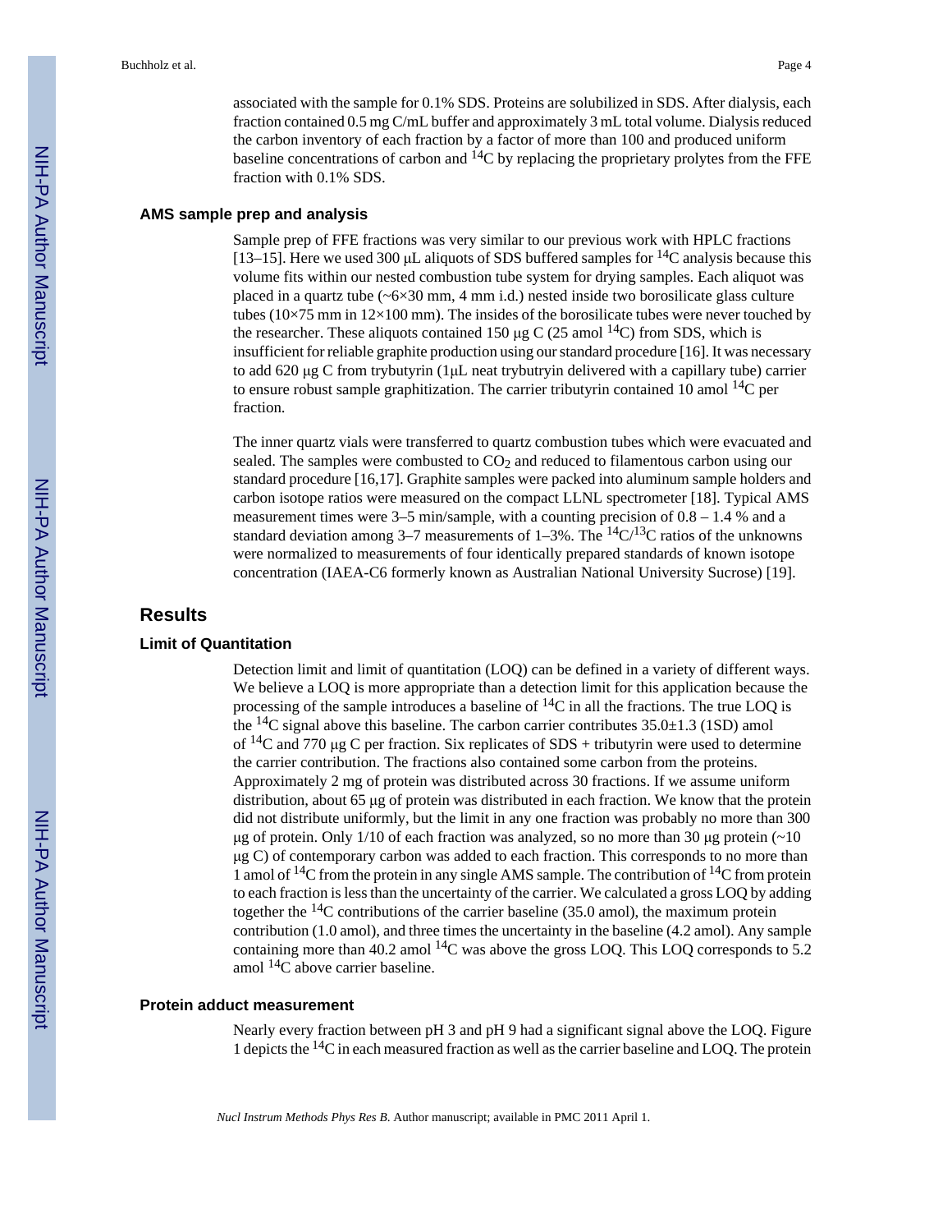associated with the sample for 0.1% SDS. Proteins are solubilized in SDS. After dialysis, each fraction contained 0.5 mg C/mL buffer and approximately 3 mL total volume. Dialysis reduced the carbon inventory of each fraction by a factor of more than 100 and produced uniform baseline concentrations of carbon and $^{14}C$ by replacing the proprietary prolytes from the FFE fraction with 0.1% SDS.

### AMS sample prep and analysis

Sample prep of FFE fractions was very similar to our previous work with HPLC fractions [13–15]. Here we used 300 μL aliquots of SDS buffered samples for $^{14}C$ analysis because this volume fits within our nested combustion tube system for drying samples. Each aliquot was placed in a quartz tube (~6×30 mm, 4 mm i.d.) nested inside two borosilicate glass culture tubes (10×75 mm in 12×100 mm). The insides of the borosilicate tubes were never touched by the researcher. These aliquots contained 150 μg C (25 amol $^{14}C$) from SDS, which is insufficient for reliable graphite production using our standard procedure [16]. It was necessary to add 620 μg C from trybutyrin (1μL neat trybutryin delivered with a capillary tube) carrier to ensure robust sample graphitization. The carrier tributyrin contained 10 amol $^{14}C$ per fraction.

The inner quartz vials were transferred to quartz combustion tubes which were evacuated and sealed. The samples were combusted to $CO_2$ and reduced to filamentous carbon using our standard procedure [16,17]. Graphite samples were packed into aluminum sample holders and carbon isotope ratios were measured on the compact LLNL spectrometer [18]. Typical AMS measurement times were 3–5 min/sample, with a counting precision of 0.8 – 1.4 % and a standard deviation among 3–7 measurements of 1–3%. The $^{14}C/^{13}C$ ratios of the unknowns were normalized to measurements of four identically prepared standards of known isotope concentration (IAEA-C6 formerly known as Australian National University Sucrose) [19].

## Results

### Limit of Quantitation

Detection limit and limit of quantitation (LOQ) can be defined in a variety of different ways. We believe a LOQ is more appropriate than a detection limit for this application because the processing of the sample introduces a baseline of $^{14}C$ in all the fractions. The true LOQ is the $^{14}C$ signal above this baseline. The carbon carrier contributes 35.0±1.3 (1SD) amol of $^{14}C$ and 770 μg C per fraction. Six replicates of SDS + tributyrin were used to determine the carrier contribution. The fractions also contained some carbon from the proteins. Approximately 2 mg of protein was distributed across 30 fractions. If we assume uniform distribution, about 65 μg of protein was distributed in each fraction. We know that the protein did not distribute uniformly, but the limit in any one fraction was probably no more than 300 μg of protein. Only 1/10 of each fraction was analyzed, so no more than 30 μg protein (~10 μg C) of contemporary carbon was added to each fraction. This corresponds to no more than 1 amol of $^{14}C$ from the protein in any single AMS sample. The contribution of $^{14}C$ from protein to each fraction is less than the uncertainty of the carrier. We calculated a gross LOQ by adding together the $^{14}C$ contributions of the carrier baseline (35.0 amol), the maximum protein contribution (1.0 amol), and three times the uncertainty in the baseline (4.2 amol). Any sample containing more than 40.2 amol $^{14}C$ was above the gross LOQ. This LOQ corresponds to 5.2 amol $^{14}C$ above carrier baseline.

### Protein adduct measurement

Nearly every fraction between pH 3 and pH 9 had a significant signal above the LOQ. Figure 1 depicts the $^{14}C$ in each measured fraction as well as the carrier baseline and LOQ. The protein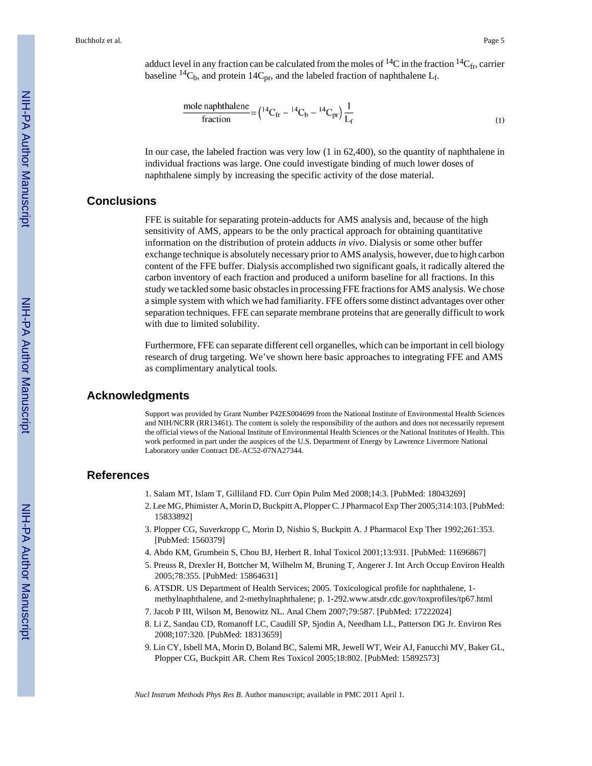adduct level in any fraction can be calculated from the moles of $^{14}C$ in the fraction $^{14}C_{fr}$, carrier baseline $^{14}C_b$, and protein $14C_{pr}$, and the labeled fraction of naphthalene $L_f$.

$$\frac{\text{mole naphthalene}}{\text{fraction}} = \left({}^{14}C_{fr} - {}^{14}C_b - {}^{14}C_{pr}\right)\frac{1}{L_f} \quad (1)$$

In our case, the labeled fraction was very low (1 in 62,400), so the quantity of naphthalene in individual fractions was large. One could investigate binding of much lower doses of naphthalene simply by increasing the specific activity of the dose material.

## Conclusions

FFE is suitable for separating protein-adducts for AMS analysis and, because of the high sensitivity of AMS, appears to be the only practical approach for obtaining quantitative information on the distribution of protein adducts *in vivo*. Dialysis or some other buffer exchange technique is absolutely necessary prior to AMS analysis, however, due to high carbon content of the FFE buffer. Dialysis accomplished two significant goals, it radically altered the carbon inventory of each fraction and produced a uniform baseline for all fractions. In this study we tackled some basic obstacles in processing FFE fractions for AMS analysis. We chose a simple system with which we had familiarity. FFE offers some distinct advantages over other separation techniques. FFE can separate membrane proteins that are generally difficult to work with due to limited solubility.

Furthermore, FFE can separate different cell organelles, which can be important in cell biology research of drug targeting. We've shown here basic approaches to integrating FFE and AMS as complimentary analytical tools.

## Acknowledgments

Support was provided by Grant Number P42ES004699 from the National Institute of Environmental Health Sciences and NIH/NCRR (RR13461). The content is solely the responsibility of the authors and does not necessarily represent the official views of the National Institute of Environmental Health Sciences or the National Institutes of Health. This work performed in part under the auspices of the U.S. Department of Energy by Lawrence Livermore National Laboratory under Contract DE-AC52-07NA27344.

## References

1. Salam MT, Islam T, Gilliland FD. Curr Opin Pulm Med 2008;14:3. [PubMed: 18043269]
2. Lee MG, Phimister A, Morin D, Buckpitt A, Plopper C. J Pharmacol Exp Ther 2005;314:103. [PubMed: 15833892]
3. Plopper CG, Suverkropp C, Morin D, Nishio S, Buckpitt A. J Pharmacol Exp Ther 1992;261:353. [PubMed: 1560379]
4. Abdo KM, Grumbein S, Chou BJ, Herbert R. Inhal Toxicol 2001;13:931. [PubMed: 11696867]
5. Preuss R, Drexler H, Bottcher M, Wilhelm M, Bruning T, Angerer J. Int Arch Occup Environ Health 2005;78:355. [PubMed: 15864631]
6. ATSDR. US Department of Health Services; 2005. Toxicological profile for naphthalene, 1-methylnaphthalene, and 2-methylnaphthalene; p. 1-292.www.atsdr.cdc.gov/toxprofiles/tp67.html
7. Jacob P III, Wilson M, Benowitz NL. Anal Chem 2007;79:587. [PubMed: 17222024]
8. Li Z, Sandau CD, Romanoff LC, Caudill SP, Sjodin A, Needham LL, Patterson DG Jr. Environ Res 2008;107:320. [PubMed: 18313659]
9. Lin CY, Isbell MA, Morin D, Boland BC, Salemi MR, Jewell WT, Weir AJ, Fanucchi MV, Baker GL, Plopper CG, Buckpitt AR. Chem Res Toxicol 2005;18:802. [PubMed: 15892573]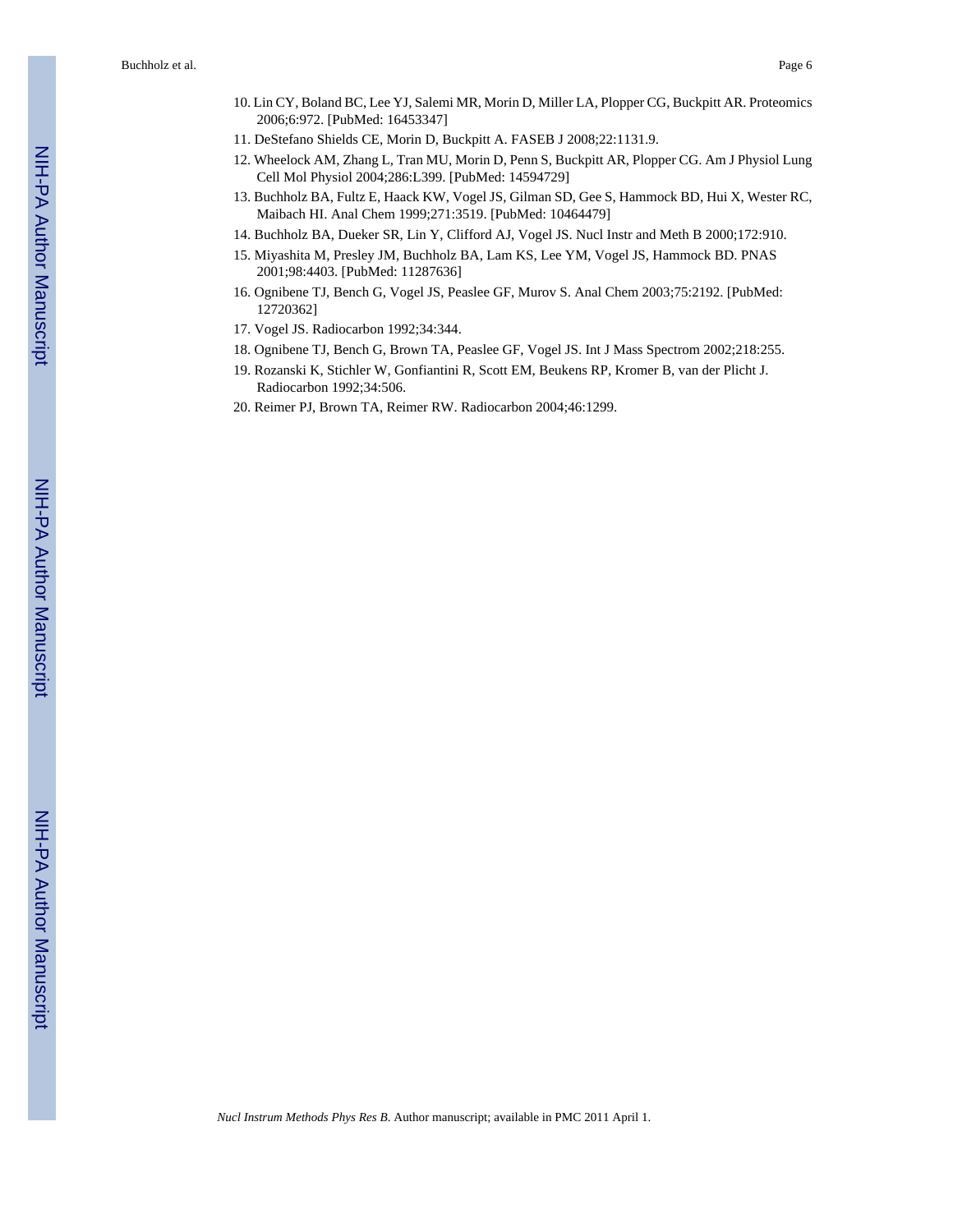10. Lin CY, Boland BC, Lee YJ, Salemi MR, Morin D, Miller LA, Plopper CG, Buckpitt AR. Proteomics 2006;6:972. [PubMed: 16453347]
11. DeStefano Shields CE, Morin D, Buckpitt A. FASEB J 2008;22:1131.9.
12. Wheelock AM, Zhang L, Tran MU, Morin D, Penn S, Buckpitt AR, Plopper CG. Am J Physiol Lung Cell Mol Physiol 2004;286:L399. [PubMed: 14594729]
13. Buchholz BA, Fultz E, Haack KW, Vogel JS, Gilman SD, Gee S, Hammock BD, Hui X, Wester RC, Maibach HI. Anal Chem 1999;271:3519. [PubMed: 10464479]
14. Buchholz BA, Dueker SR, Lin Y, Clifford AJ, Vogel JS. Nucl Instr and Meth B 2000;172:910.
15. Miyashita M, Presley JM, Buchholz BA, Lam KS, Lee YM, Vogel JS, Hammock BD. PNAS 2001;98:4403. [PubMed: 11287636]
16. Ognibene TJ, Bench G, Vogel JS, Peaslee GF, Murov S. Anal Chem 2003;75:2192. [PubMed: 12720362]
17. Vogel JS. Radiocarbon 1992;34:344.
18. Ognibene TJ, Bench G, Brown TA, Peaslee GF, Vogel JS. Int J Mass Spectrom 2002;218:255.
19. Rozanski K, Stichler W, Gonfiantini R, Scott EM, Beukens RP, Kromer B, van der Plicht J. Radiocarbon 1992;34:506.
20. Reimer PJ, Brown TA, Reimer RW. Radiocarbon 2004;46:1299.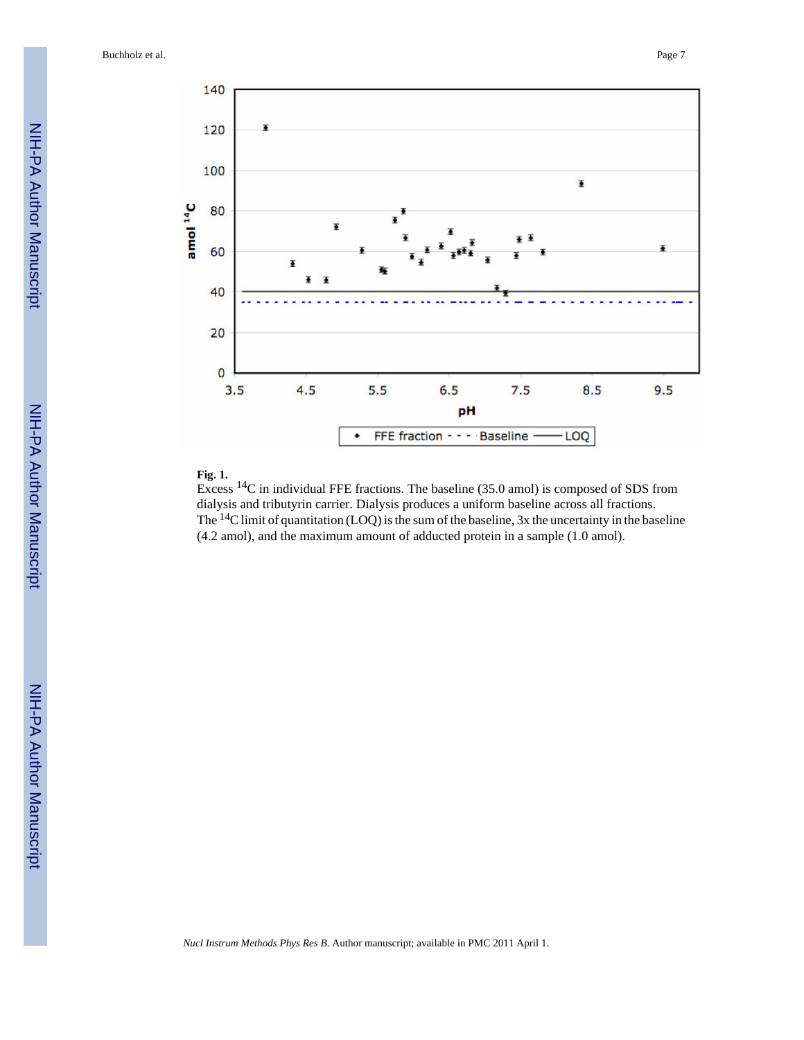**Fig. 1.**

Excess $^{14}C$ in individual FFE fractions. The baseline (35.0 amol) is composed of SDS from dialysis and tributyrin carrier. Dialysis produces a uniform baseline across all fractions. The $^{14}C$ limit of quantitation (LOQ) is the sum of the baseline, 3x the uncertainty in the baseline (4.2 amol), and the maximum amount of adducted protein in a sample (1.0 amol).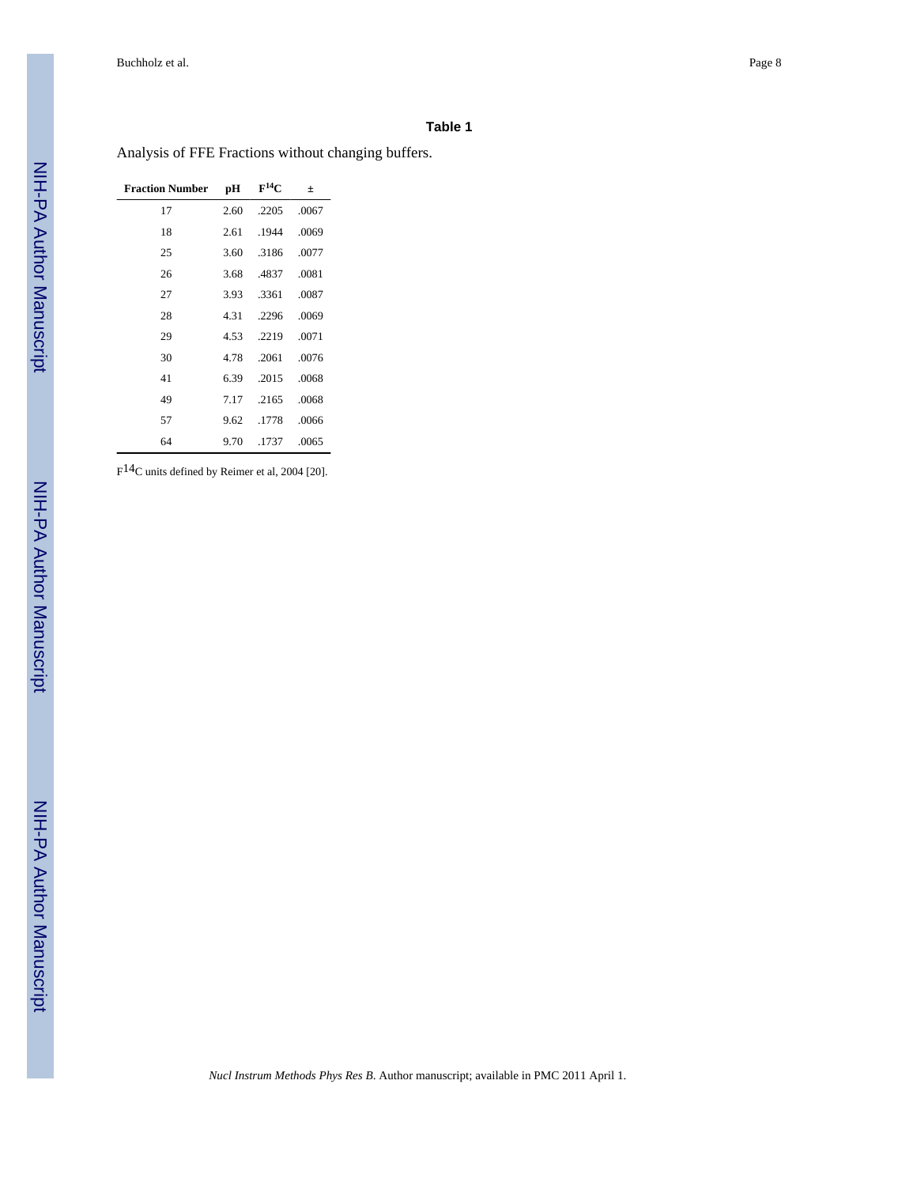**Table 1**

Analysis of FFE Fractions without changing buffers.

| Fraction Number | pH | $F^{14}C$ | ± |
|---|---|---|---|
| 17 | 2.60 | .2205 | .0067 |
| 18 | 2.61 | .1944 | .0069 |
| 25 | 3.60 | .3186 | .0077 |
| 26 | 3.68 | .4837 | .0081 |
| 27 | 3.93 | .3361 | .0087 |
| 28 | 4.31 | .2296 | .0069 |
| 29 | 4.53 | .2219 | .0071 |
| 30 | 4.78 | .2061 | .0076 |
| 41 | 6.39 | .2015 | .0068 |
| 49 | 7.17 | .2165 | .0068 |
| 57 | 9.62 | .1778 | .0066 |
| 64 | 9.70 | .1737 | .0065 |

$F^{14}C$ units defined by Reimer et al, 2004 [20].